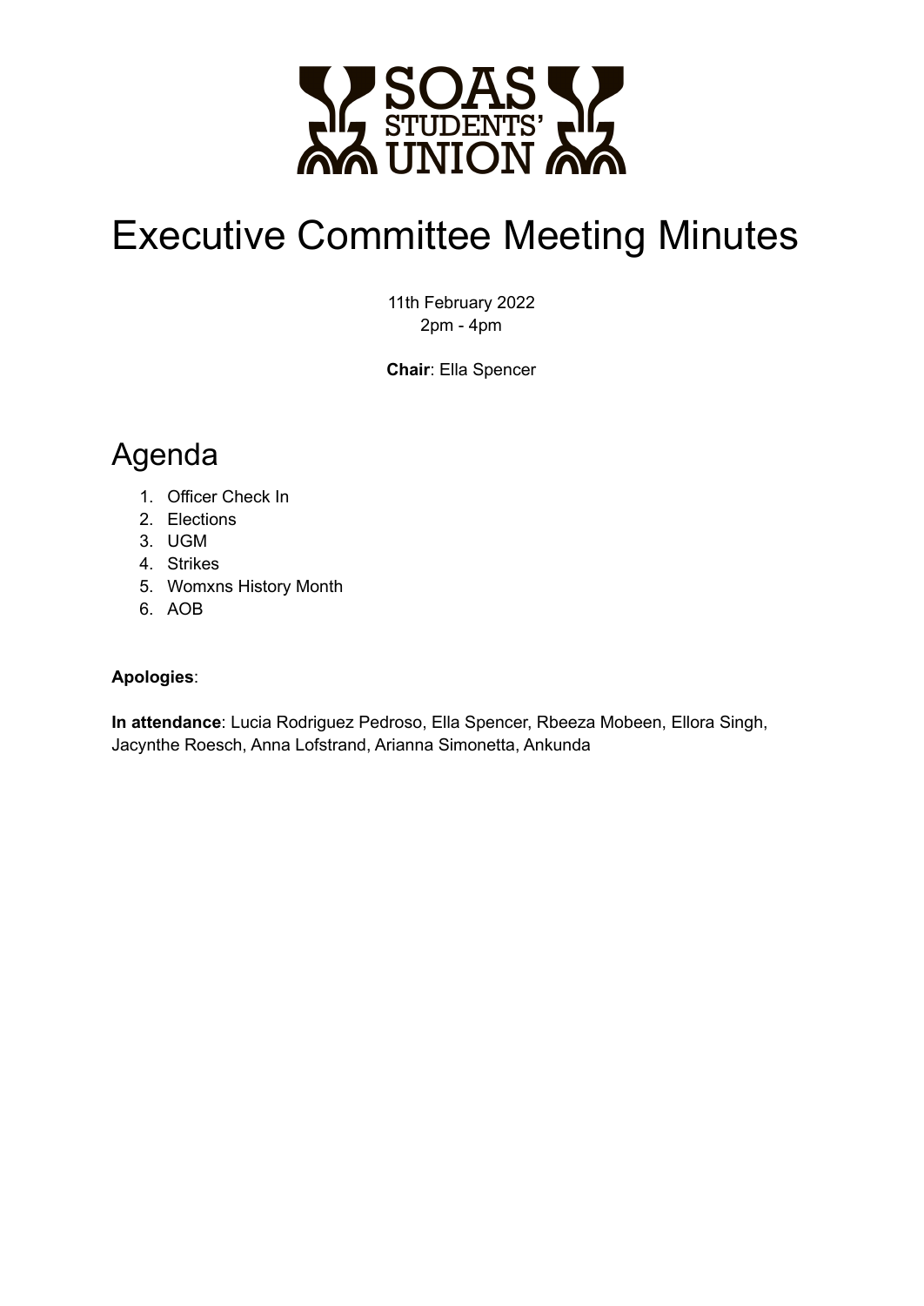# Executive Committee Meeting Minutes

11th February 2022
2pm - 4pm

**Chair**: Ella Spencer

## Agenda

1. Officer Check In
2. Elections
3. UGM
4. Strikes
5. Womxns History Month
6. AOB

**Apologies**:

**In attendance**: Lucia Rodriguez Pedroso, Ella Spencer, Rbeeza Mobeen, Ellora Singh, Jacynthe Roesch, Anna Lofstrand, Arianna Simonetta, Ankunda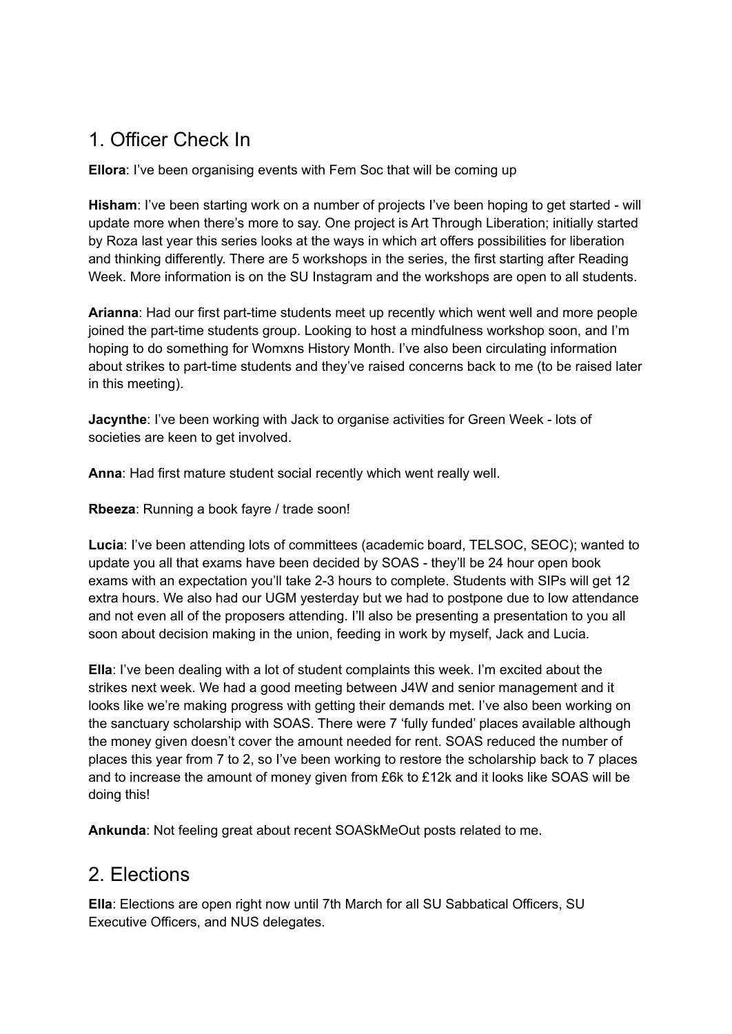## 1. Officer Check In

**Ellora**: I've been organising events with Fem Soc that will be coming up

**Hisham**: I've been starting work on a number of projects I've been hoping to get started - will update more when there's more to say. One project is Art Through Liberation; initially started by Roza last year this series looks at the ways in which art offers possibilities for liberation and thinking differently. There are 5 workshops in the series, the first starting after Reading Week. More information is on the SU Instagram and the workshops are open to all students.

**Arianna**: Had our first part-time students meet up recently which went well and more people joined the part-time students group. Looking to host a mindfulness workshop soon, and I'm hoping to do something for Womxns History Month. I've also been circulating information about strikes to part-time students and they've raised concerns back to me (to be raised later in this meeting).

**Jacynthe**: I've been working with Jack to organise activities for Green Week - lots of societies are keen to get involved.

**Anna**: Had first mature student social recently which went really well.

**Rbeeza**: Running a book fayre / trade soon!

**Lucia**: I've been attending lots of committees (academic board, TELSOC, SEOC); wanted to update you all that exams have been decided by SOAS - they'll be 24 hour open book exams with an expectation you'll take 2-3 hours to complete. Students with SIPs will get 12 extra hours. We also had our UGM yesterday but we had to postpone due to low attendance and not even all of the proposers attending. I'll also be presenting a presentation to you all soon about decision making in the union, feeding in work by myself, Jack and Lucia.

**Ella**: I've been dealing with a lot of student complaints this week. I'm excited about the strikes next week. We had a good meeting between J4W and senior management and it looks like we're making progress with getting their demands met. I've also been working on the sanctuary scholarship with SOAS. There were 7 'fully funded' places available although the money given doesn't cover the amount needed for rent. SOAS reduced the number of places this year from 7 to 2, so I've been working to restore the scholarship back to 7 places and to increase the amount of money given from £6k to £12k and it looks like SOAS will be doing this!

**Ankunda**: Not feeling great about recent SOASkMeOut posts related to me.

## 2. Elections

**Ella**: Elections are open right now until 7th March for all SU Sabbatical Officers, SU Executive Officers, and NUS delegates.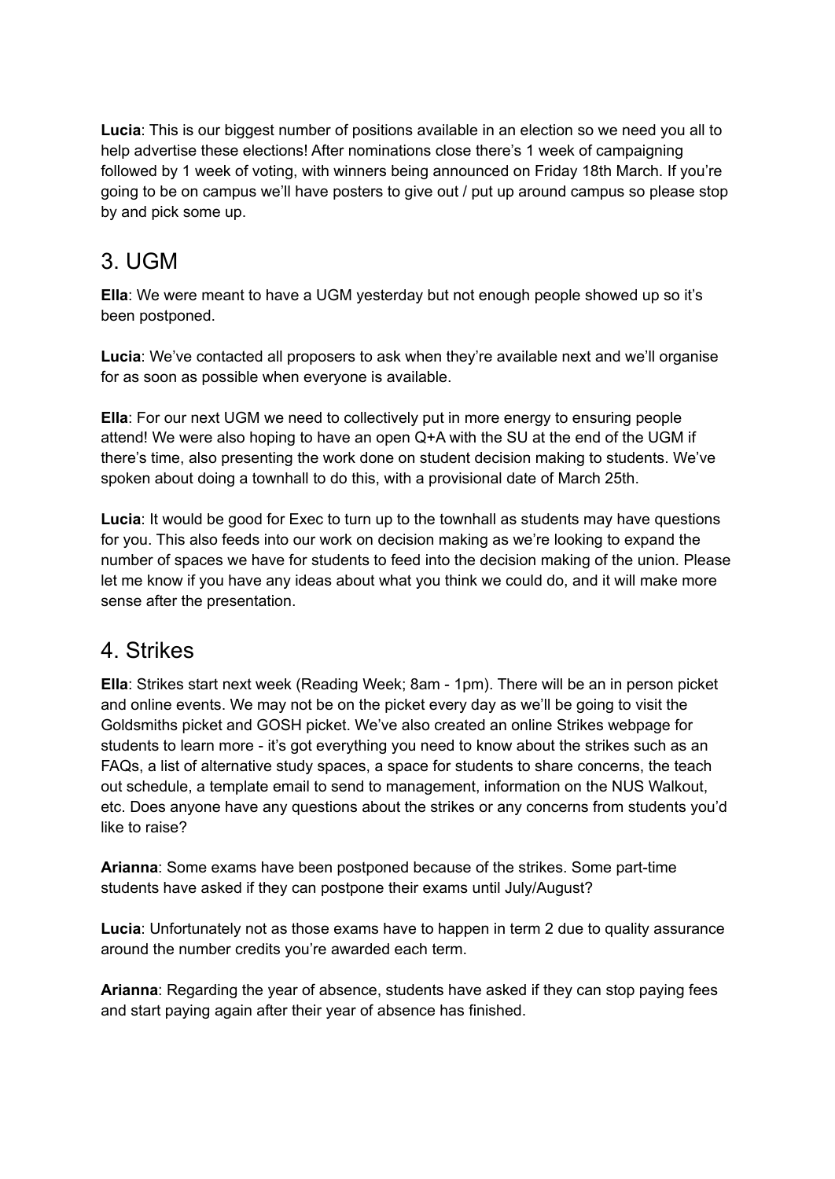**Lucia**: This is our biggest number of positions available in an election so we need you all to help advertise these elections! After nominations close there's 1 week of campaigning followed by 1 week of voting, with winners being announced on Friday 18th March. If you're going to be on campus we'll have posters to give out / put up around campus so please stop by and pick some up.

## 3. UGM

**Ella**: We were meant to have a UGM yesterday but not enough people showed up so it's been postponed.

**Lucia**: We've contacted all proposers to ask when they're available next and we'll organise for as soon as possible when everyone is available.

**Ella**: For our next UGM we need to collectively put in more energy to ensuring people attend! We were also hoping to have an open Q+A with the SU at the end of the UGM if there's time, also presenting the work done on student decision making to students. We've spoken about doing a townhall to do this, with a provisional date of March 25th.

**Lucia**: It would be good for Exec to turn up to the townhall as students may have questions for you. This also feeds into our work on decision making as we're looking to expand the number of spaces we have for students to feed into the decision making of the union. Please let me know if you have any ideas about what you think we could do, and it will make more sense after the presentation.

## 4. Strikes

**Ella**: Strikes start next week (Reading Week; 8am - 1pm). There will be an in person picket and online events. We may not be on the picket every day as we'll be going to visit the Goldsmiths picket and GOSH picket. We've also created an online Strikes webpage for students to learn more - it's got everything you need to know about the strikes such as an FAQs, a list of alternative study spaces, a space for students to share concerns, the teach out schedule, a template email to send to management, information on the NUS Walkout, etc. Does anyone have any questions about the strikes or any concerns from students you'd like to raise?

**Arianna**: Some exams have been postponed because of the strikes. Some part-time students have asked if they can postpone their exams until July/August?

**Lucia**: Unfortunately not as those exams have to happen in term 2 due to quality assurance around the number credits you're awarded each term.

**Arianna**: Regarding the year of absence, students have asked if they can stop paying fees and start paying again after their year of absence has finished.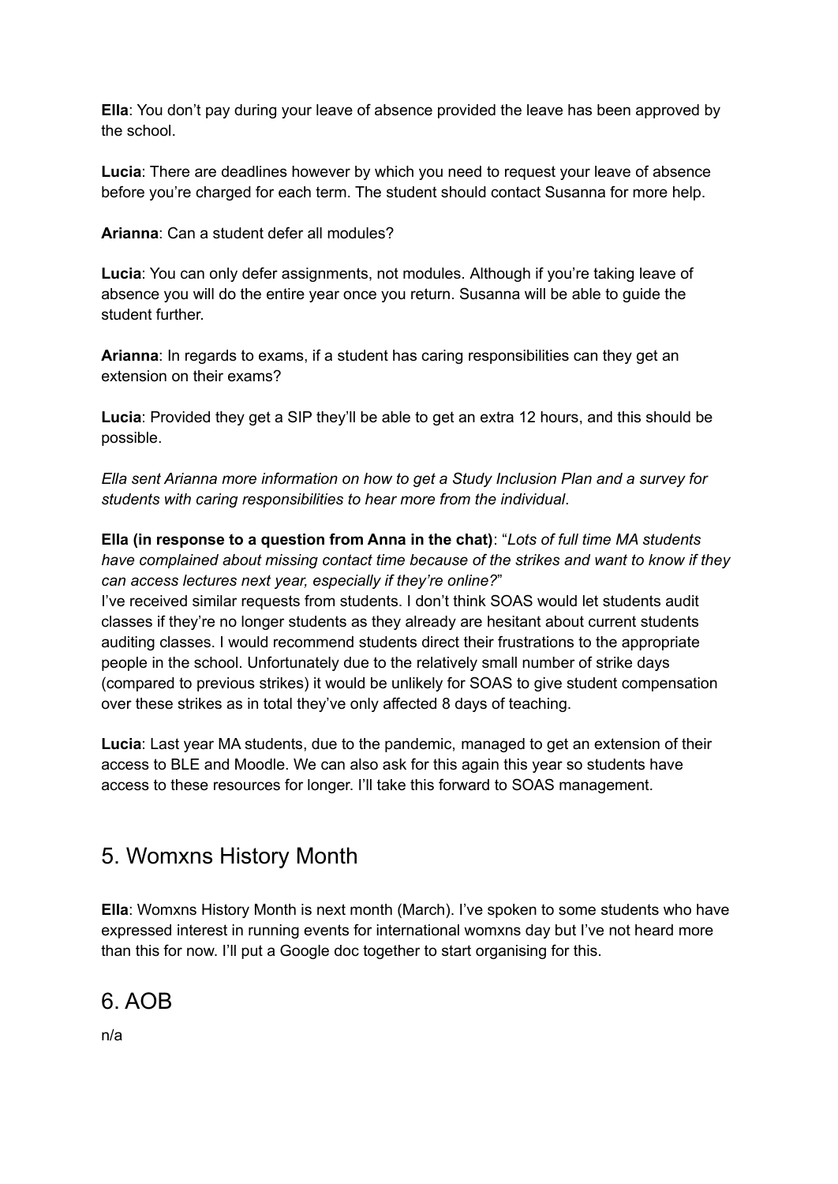**Ella**: You don't pay during your leave of absence provided the leave has been approved by the school.

**Lucia**: There are deadlines however by which you need to request your leave of absence before you're charged for each term. The student should contact Susanna for more help.

**Arianna**: Can a student defer all modules?

**Lucia**: You can only defer assignments, not modules. Although if you're taking leave of absence you will do the entire year once you return. Susanna will be able to guide the student further.

**Arianna**: In regards to exams, if a student has caring responsibilities can they get an extension on their exams?

**Lucia**: Provided they get a SIP they'll be able to get an extra 12 hours, and this should be possible.

*Ella sent Arianna more information on how to get a Study Inclusion Plan and a survey for students with caring responsibilities to hear more from the individual*.

**Ella (in response to a question from Anna in the chat)**: "*Lots of full time MA students have complained about missing contact time because of the strikes and want to know if they can access lectures next year, especially if they're online?*"
I've received similar requests from students. I don't think SOAS would let students audit classes if they're no longer students as they already are hesitant about current students auditing classes. I would recommend students direct their frustrations to the appropriate people in the school. Unfortunately due to the relatively small number of strike days (compared to previous strikes) it would be unlikely for SOAS to give student compensation over these strikes as in total they've only affected 8 days of teaching.

**Lucia**: Last year MA students, due to the pandemic, managed to get an extension of their access to BLE and Moodle. We can also ask for this again this year so students have access to these resources for longer. I'll take this forward to SOAS management.

## 5. Womxns History Month

**Ella**: Womxns History Month is next month (March). I've spoken to some students who have expressed interest in running events for international womxns day but I've not heard more than this for now. I'll put a Google doc together to start organising for this.

## 6. AOB

n/a